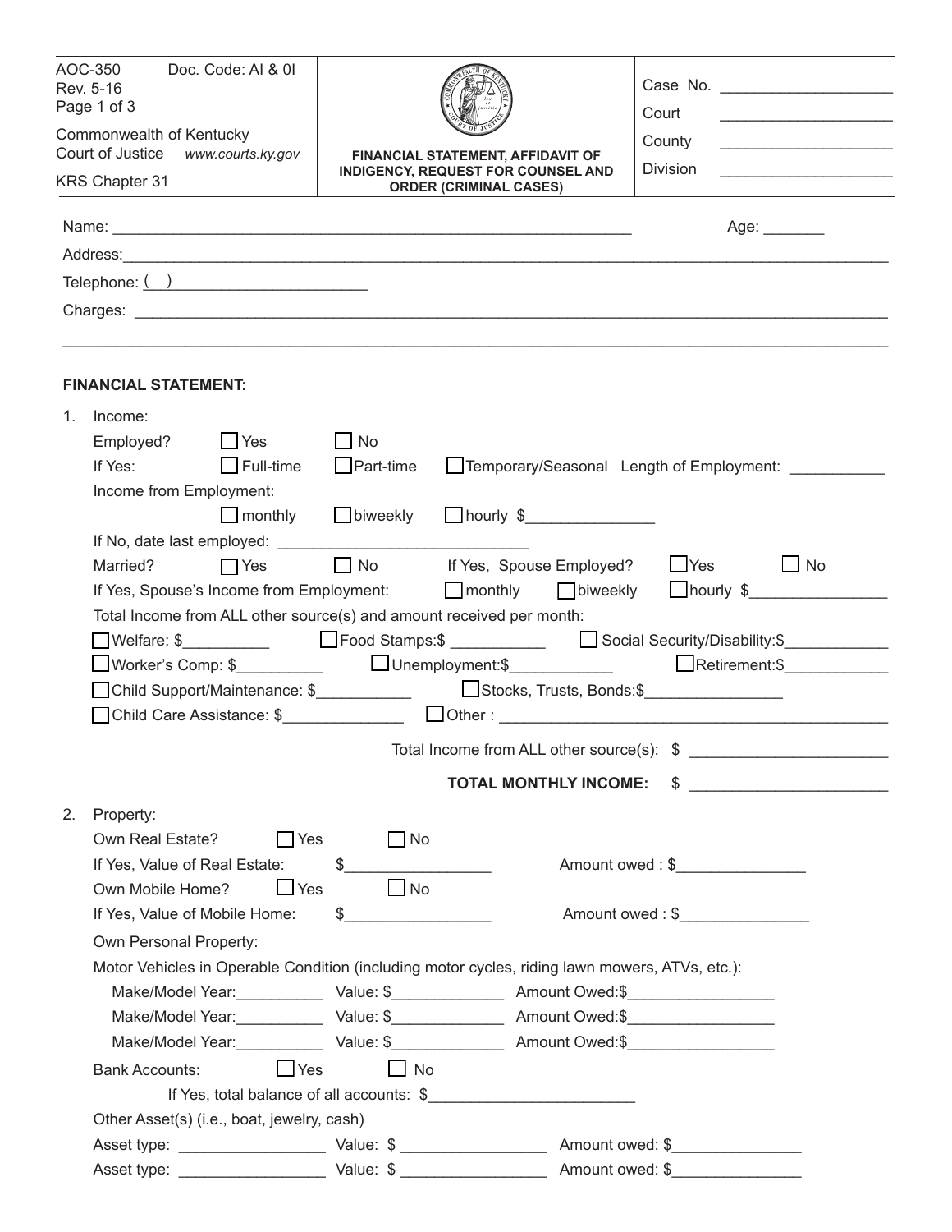AOC-350 Doc. Code: AI & 0I
Rev. 5-16

Commonwealth of Kentucky
Court of Justice *www.courts.ky.gov*

KRS Chapter 31

**FINANCIAL STATEMENT, AFFIDAVIT OF INDIGENCY, REQUEST FOR COUNSEL AND ORDER (CRIMINAL CASES)**

Case No. ____________________
Court ____________________
County ____________________
Division ____________________

Name: ____________________________________________________________ Age: _______

Address: ______________________________________________________________________________________

Telephone: ( ) ________________________

Charges: ______________________________________________________________________________________

______________________________________________________________________________________________

**FINANCIAL STATEMENT:**

1. Income:

   Employed? ☐ Yes ☐ No

   If Yes: ☐ Full-time ☐ Part-time ☐ Temporary/Seasonal Length of Employment: ___________

   Income from Employment:

   ☐ monthly ☐ biweekly ☐ hourly $_______________

   If No, date last employed: _____________________________

   Married? ☐ Yes ☐ No If Yes, Spouse Employed? ☐ Yes ☐ No

   If Yes, Spouse's Income from Employment: ☐ monthly ☐ biweekly ☐ hourly $________________

   Total Income from ALL other source(s) and amount received per month:

   ☐ Welfare: $__________ ☐ Food Stamps:$ ___________ ☐ Social Security/Disability:$____________

   ☐ Worker's Comp: $__________ ☐ Unemployment:$____________ ☐ Retirement:$____________

   ☐ Child Support/Maintenance: $___________ ☐ Stocks, Trusts, Bonds:$________________

   ☐ Child Care Assistance: $______________ ☐ Other : ______________________________________________

   Total Income from ALL other source(s): $ ______________________

   **TOTAL MONTHLY INCOME:** $ ______________________

2. Property:

   Own Real Estate? ☐ Yes ☐ No

   If Yes, Value of Real Estate: $_________________ Amount owed : $_______________

   Own Mobile Home? ☐ Yes ☐ No

   If Yes, Value of Mobile Home: $_________________ Amount owed : $_______________

   Own Personal Property:

   Motor Vehicles in Operable Condition (including motor cycles, riding lawn mowers, ATVs, etc.):

   Make/Model Year:__________ Value: $_____________ Amount Owed:$_________________

   Make/Model Year:__________ Value: $_____________ Amount Owed:$_________________

   Make/Model Year:__________ Value: $_____________ Amount Owed:$_________________

   Bank Accounts: ☐ Yes ☐ No

   If Yes, total balance of all accounts: $________________________

   Other Asset(s) (i.e., boat, jewelry, cash)

   Asset type: _________________ Value: $ _________________ Amount owed: $_______________

   Asset type: _________________ Value: $ _________________ Amount owed: $_______________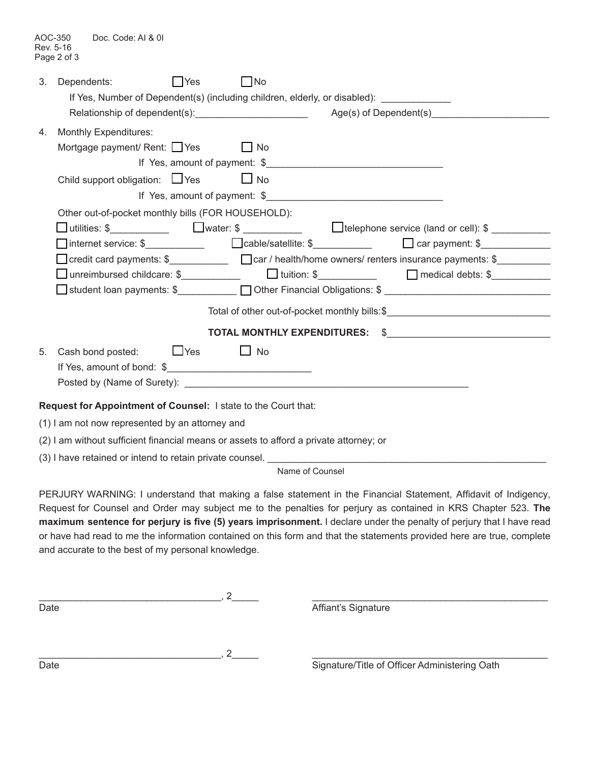3. Dependents: ☐ Yes ☐ No

   If Yes, Number of Dependent(s) (including children, elderly, or disabled): ____________

   Relationship of dependent(s):____________________ Age(s) of Dependent(s)____________________

4. Monthly Expenditures:

   Mortgage payment/ Rent: ☐ Yes ☐ No

   If Yes, amount of payment: $________________________________

   Child support obligation: ☐ Yes ☐ No

   If Yes, amount of payment: $________________________________

   Other out-of-pocket monthly bills (FOR HOUSEHOLD):

   ☐ utilities: $__________ ☐ water: $ __________ ☐ telephone service (land or cell): $ __________

   ☐ internet service: $__________ ☐ cable/satellite: $__________ ☐ car payment: $____________

   ☐ credit card payments: $__________ ☐ car / health/home owners/ renters insurance payments: $_________

   ☐ unreimbursed childcare: $__________ ☐ tuition: $__________ ☐ medical debts: $__________

   ☐ student loan payments: $__________ ☐ Other Financial Obligations: $ ____________________________

   Total of other out-of-pocket monthly bills:$____________________________

   **TOTAL MONTHLY EXPENDITURES:** $____________________________

5. Cash bond posted: ☐ Yes ☐ No

   If Yes, amount of bond: $_________________________

   Posted by (Name of Surety): ____________________________________________________

**Request for Appointment of Counsel:** I state to the Court that:

(1) I am not now represented by an attorney and

(2) I am without sufficient financial means or assets to afford a private attorney; or

(3) I have retained or intend to retain private counsel. ________________________________________________
Name of Counsel

PERJURY WARNING: I understand that making a false statement in the Financial Statement, Affidavit of Indigency, Request for Counsel and Order may subject me to the penalties for perjury as contained in KRS Chapter 523. **The maximum sentence for perjury is five (5) years imprisonment.** I declare under the penalty of perjury that I have read or have had read to me the information contained on this form and that the statements provided here are true, complete and accurate to the best of my personal knowledge.

_______________________________, 2_____ ____________________________________________
Date Affiant's Signature

_______________________________, 2_____ ____________________________________________
Date Signature/Title of Officer Administering Oath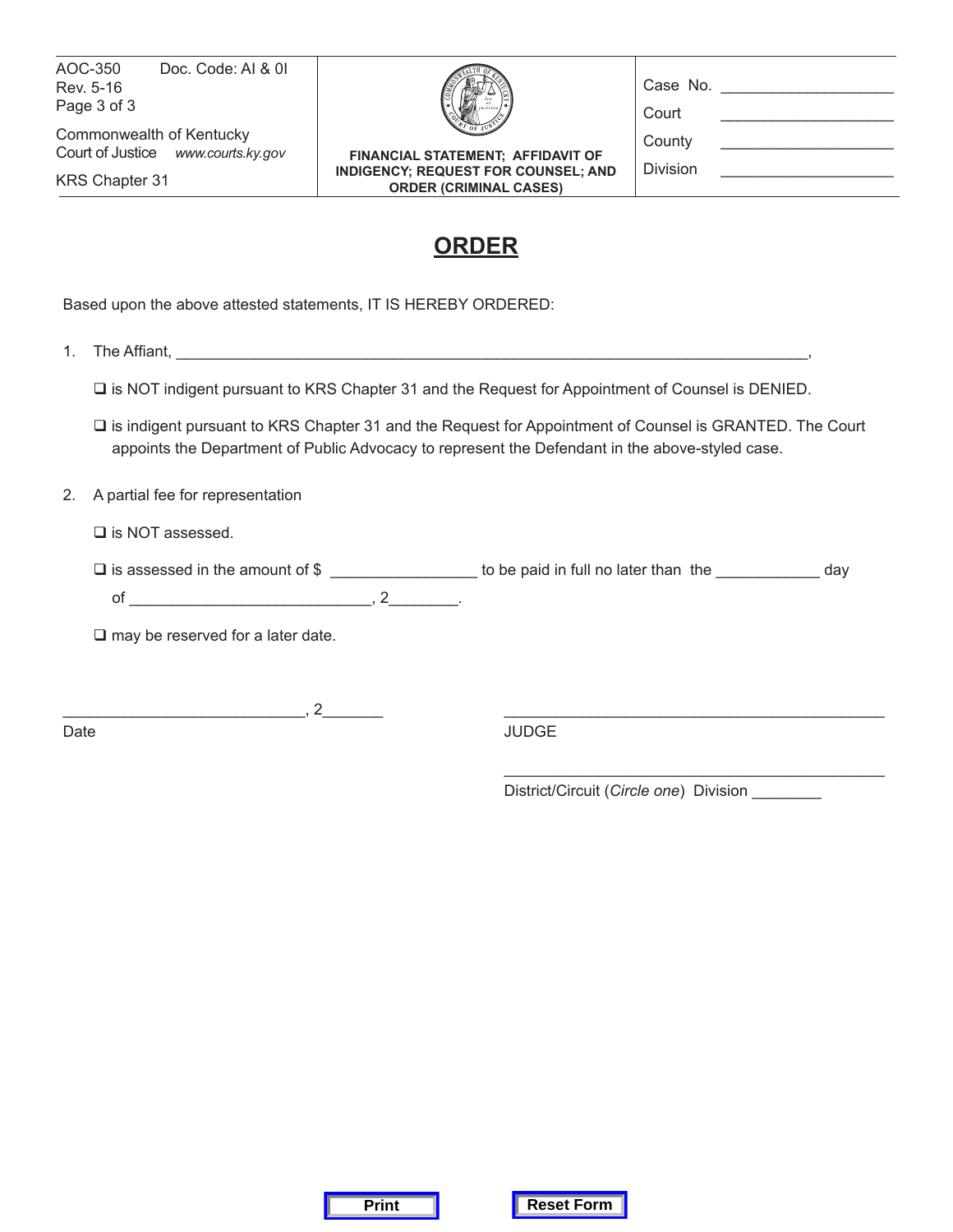| | | |
|---|---|---|
| AOC-350 Doc. Code: AI & 0I<br>Rev. 5-16<br>Page 3 of 3<br><br>Commonwealth of Kentucky<br>Court of Justice *www.courts.ky.gov*<br><br>KRS Chapter 31 | **FINANCIAL STATEMENT; AFFIDAVIT OF INDIGENCY; REQUEST FOR COUNSEL; AND ORDER (CRIMINAL CASES)** | Case No. ____________________<br>Court ____________________<br>County ____________________<br>Division ____________________ |

# ORDER

Based upon the above attested statements, IT IS HEREBY ORDERED:

1. The Affiant, ___________________________________________________________________________,

   ❑ is NOT indigent pursuant to KRS Chapter 31 and the Request for Appointment of Counsel is DENIED.

   ❑ is indigent pursuant to KRS Chapter 31 and the Request for Appointment of Counsel is GRANTED. The Court appoints the Department of Public Advocacy to represent the Defendant in the above-styled case.

2. A partial fee for representation

   ❑ is NOT assessed.

   ❑ is assessed in the amount of $ ________________ to be paid in full no later than the ____________ day of ___________________________, 2________.

   ❑ may be reserved for a later date.

___________________________, 2_______
Date

_____________________________________________
JUDGE

_____________________________________________
District/Circuit (*Circle one*) Division ________